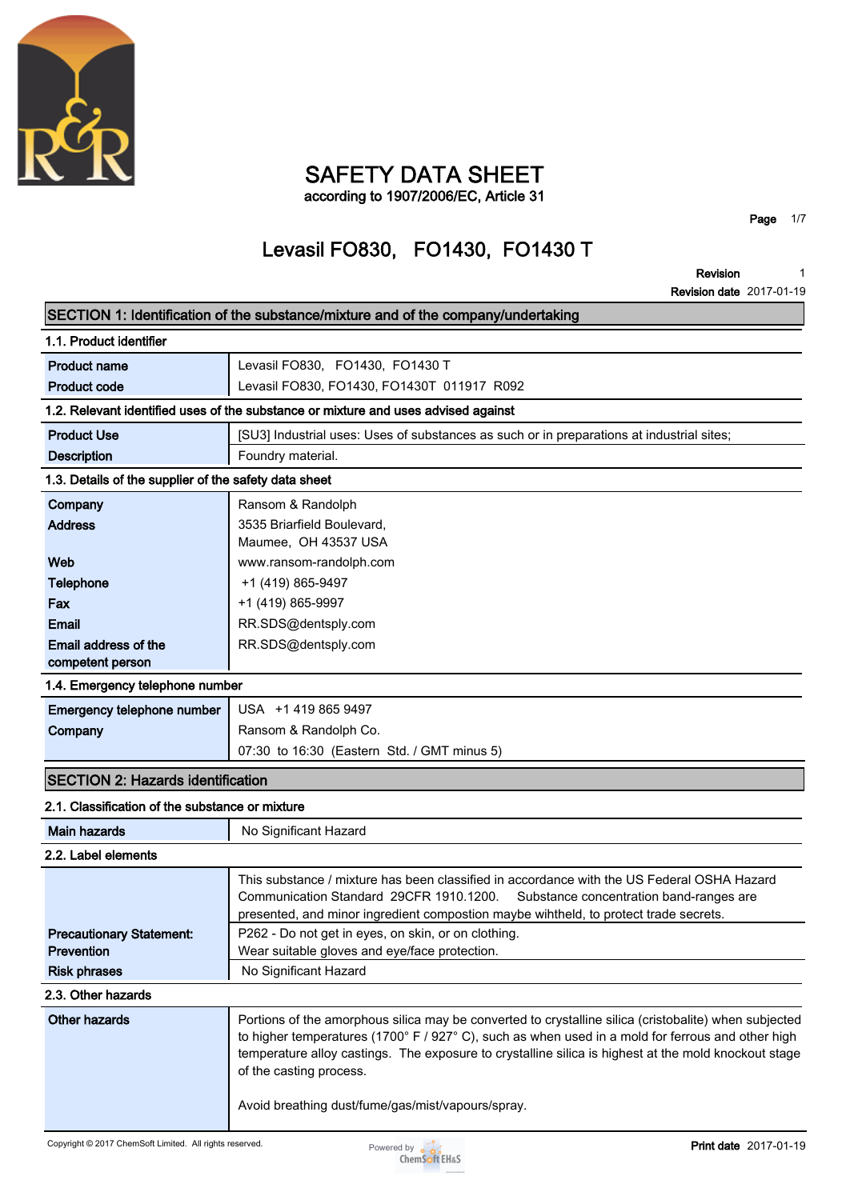# SAFETY DATA SHEET

according to 1907/2006/EC, Article 31

## Levasil FO830, FO1430, FO1430 T

Revision 1
Revision date 2017-01-19

## SECTION 1: Identification of the substance/mixture and of the company/undertaking

### 1.1. Product identifier

| | |
|---|---|
| **Product name** | Levasil FO830, FO1430, FO1430 T |
| **Product code** | Levasil FO830, FO1430, FO1430T 011917 R092 |

### 1.2. Relevant identified uses of the substance or mixture and uses advised against

| | |
|---|---|
| **Product Use** | [SU3] Industrial uses: Uses of substances as such or in preparations at industrial sites; |
| **Description** | Foundry material. |

### 1.3. Details of the supplier of the safety data sheet

| | |
|---|---|
| **Company** | Ransom & Randolph |
| **Address** | 3535 Briarfield Boulevard, Maumee, OH 43537 USA |
| **Web** | www.ransom-randolph.com |
| **Telephone** | +1 (419) 865-9497 |
| **Fax** | +1 (419) 865-9997 |
| **Email** | RR.SDS@dentsply.com |
| **Email address of the competent person** | RR.SDS@dentsply.com |

### 1.4. Emergency telephone number

| | |
|---|---|
| **Emergency telephone number** | USA +1 419 865 9497 |
| **Company** | Ransom & Randolph Co. |
| | 07:30 to 16:30 (Eastern Std. / GMT minus 5) |

## SECTION 2: Hazards identification

### 2.1. Classification of the substance or mixture

| | |
|---|---|
| **Main hazards** | No Significant Hazard |

### 2.2. Label elements

| | |
|---|---|
| | This substance / mixture has been classified in accordance with the US Federal OSHA Hazard Communication Standard 29CFR 1910.1200. Substance concentration band-ranges are presented, and minor ingredient compostion maybe wihtheld, to protect trade secrets. |
| **Precautionary Statement: Prevention** | P262 - Do not get in eyes, on skin, or on clothing. Wear suitable gloves and eye/face protection. |
| **Risk phrases** | No Significant Hazard |

### 2.3. Other hazards

| | |
|---|---|
| **Other hazards** | Portions of the amorphous silica may be converted to crystalline silica (cristobalite) when subjected to higher temperatures (1700° F / 927° C), such as when used in a mold for ferrous and other high temperature alloy castings. The exposure to crystalline silica is highest at the mold knockout stage of the casting process.<br><br>Avoid breathing dust/fume/gas/mist/vapours/spray. |

Copyright © 2017 ChemSoft Limited. All rights reserved.

Print date 2017-01-19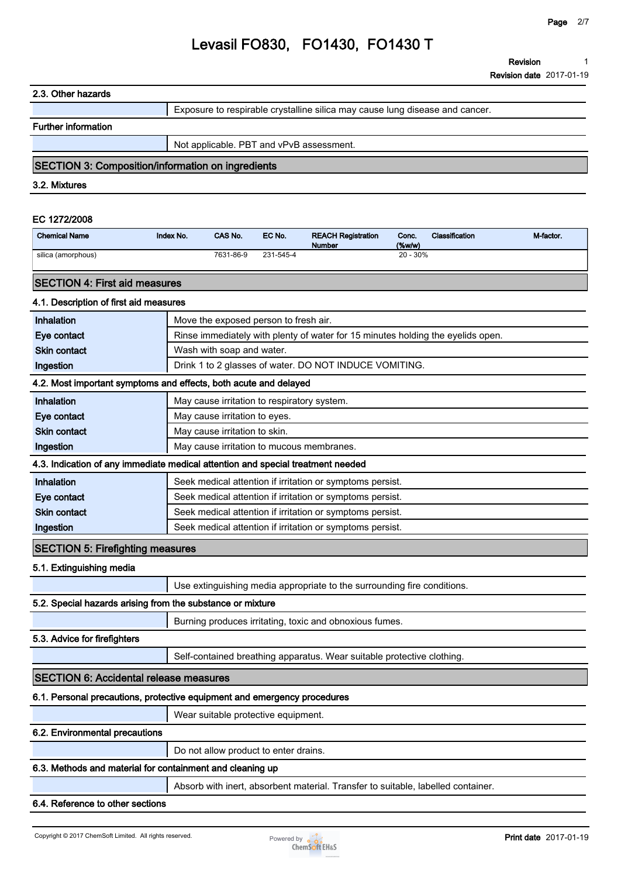### 2.3. Other hazards

| | |
|---|---|
| | Exposure to respirable crystalline silica may cause lung disease and cancer. |

### Further information

| | |
|---|---|
| | Not applicable. PBT and vPvB assessment. |

## SECTION 3: Composition/information on ingredients

### 3.2. Mixtures

**EC 1272/2008**

| Chemical Name | Index No. | CAS No. | EC No. | REACH Registration Number | Conc. (%w/w) | Classification | M-factor. |
|---|---|---|---|---|---|---|---|
| silica (amorphous) | | 7631-86-9 | 231-545-4 | | 20 - 30% | | |

## SECTION 4: First aid measures

### 4.1. Description of first aid measures

| | |
|---|---|
| **Inhalation** | Move the exposed person to fresh air. |
| **Eye contact** | Rinse immediately with plenty of water for 15 minutes holding the eyelids open. |
| **Skin contact** | Wash with soap and water. |
| **Ingestion** | Drink 1 to 2 glasses of water. DO NOT INDUCE VOMITING. |

### 4.2. Most important symptoms and effects, both acute and delayed

| | |
|---|---|
| **Inhalation** | May cause irritation to respiratory system. |
| **Eye contact** | May cause irritation to eyes. |
| **Skin contact** | May cause irritation to skin. |
| **Ingestion** | May cause irritation to mucous membranes. |

### 4.3. Indication of any immediate medical attention and special treatment needed

| | |
|---|---|
| **Inhalation** | Seek medical attention if irritation or symptoms persist. |
| **Eye contact** | Seek medical attention if irritation or symptoms persist. |
| **Skin contact** | Seek medical attention if irritation or symptoms persist. |
| **Ingestion** | Seek medical attention if irritation or symptoms persist. |

## SECTION 5: Firefighting measures

### 5.1. Extinguishing media

| | |
|---|---|
| | Use extinguishing media appropriate to the surrounding fire conditions. |

### 5.2. Special hazards arising from the substance or mixture

| | |
|---|---|
| | Burning produces irritating, toxic and obnoxious fumes. |

### 5.3. Advice for firefighters

| | |
|---|---|
| | Self-contained breathing apparatus. Wear suitable protective clothing. |

## SECTION 6: Accidental release measures

### 6.1. Personal precautions, protective equipment and emergency procedures

| | |
|---|---|
| | Wear suitable protective equipment. |

### 6.2. Environmental precautions

| | |
|---|---|
| | Do not allow product to enter drains. |

### 6.3. Methods and material for containment and cleaning up

| | |
|---|---|
| | Absorb with inert, absorbent material. Transfer to suitable, labelled container. |

### 6.4. Reference to other sections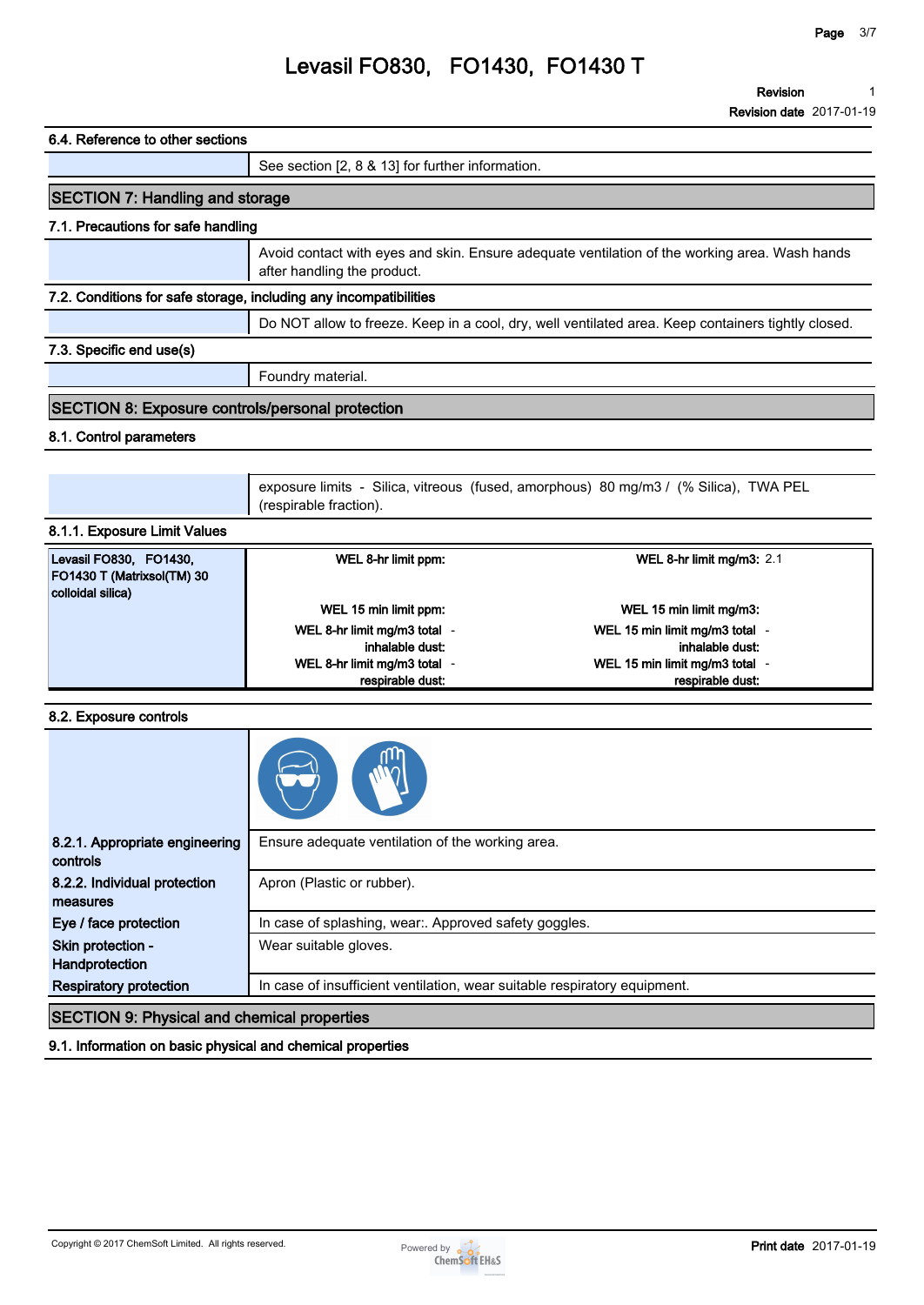### 6.4. Reference to other sections

| | |
|---|---|
| | See section [2, 8 & 13] for further information. |

## SECTION 7: Handling and storage

### 7.1. Precautions for safe handling

| | |
|---|---|
| | Avoid contact with eyes and skin. Ensure adequate ventilation of the working area. Wash hands after handling the product. |

### 7.2. Conditions for safe storage, including any incompatibilities

| | |
|---|---|
| | Do NOT allow to freeze. Keep in a cool, dry, well ventilated area. Keep containers tightly closed. |

### 7.3. Specific end use(s)

| | |
|---|---|
| | Foundry material. |

## SECTION 8: Exposure controls/personal protection

### 8.1. Control parameters

| | |
|---|---|
| | exposure limits - Silica, vitreous (fused, amorphous) 80 mg/m3 / (% Silica), TWA PEL (respirable fraction). |

### 8.1.1. Exposure Limit Values

| Substance | | |
|---|---|---|
| **Levasil FO830, FO1430, FO1430 T (Matrixsol(TM) 30 colloidal silica)** | **WEL 8-hr limit ppm:** | **WEL 8-hr limit mg/m3:** 2.1 |
| | **WEL 15 min limit ppm:** | **WEL 15 min limit mg/m3:** |
| | **WEL 8-hr limit mg/m3 total inhalable dust:** - | **WEL 15 min limit mg/m3 total inhalable dust:** - |
| | **WEL 8-hr limit mg/m3 total respirable dust:** - | **WEL 15 min limit mg/m3 total respirable dust:** - |

### 8.2. Exposure controls

| | |
|---|---|
| **8.2.1. Appropriate engineering controls** | Ensure adequate ventilation of the working area. |
| **8.2.2. Individual protection measures** | Apron (Plastic or rubber). |
| **Eye / face protection** | In case of splashing, wear:. Approved safety goggles. |
| **Skin protection - Handprotection** | Wear suitable gloves. |
| **Respiratory protection** | In case of insufficient ventilation, wear suitable respiratory equipment. |

## SECTION 9: Physical and chemical properties

### 9.1. Information on basic physical and chemical properties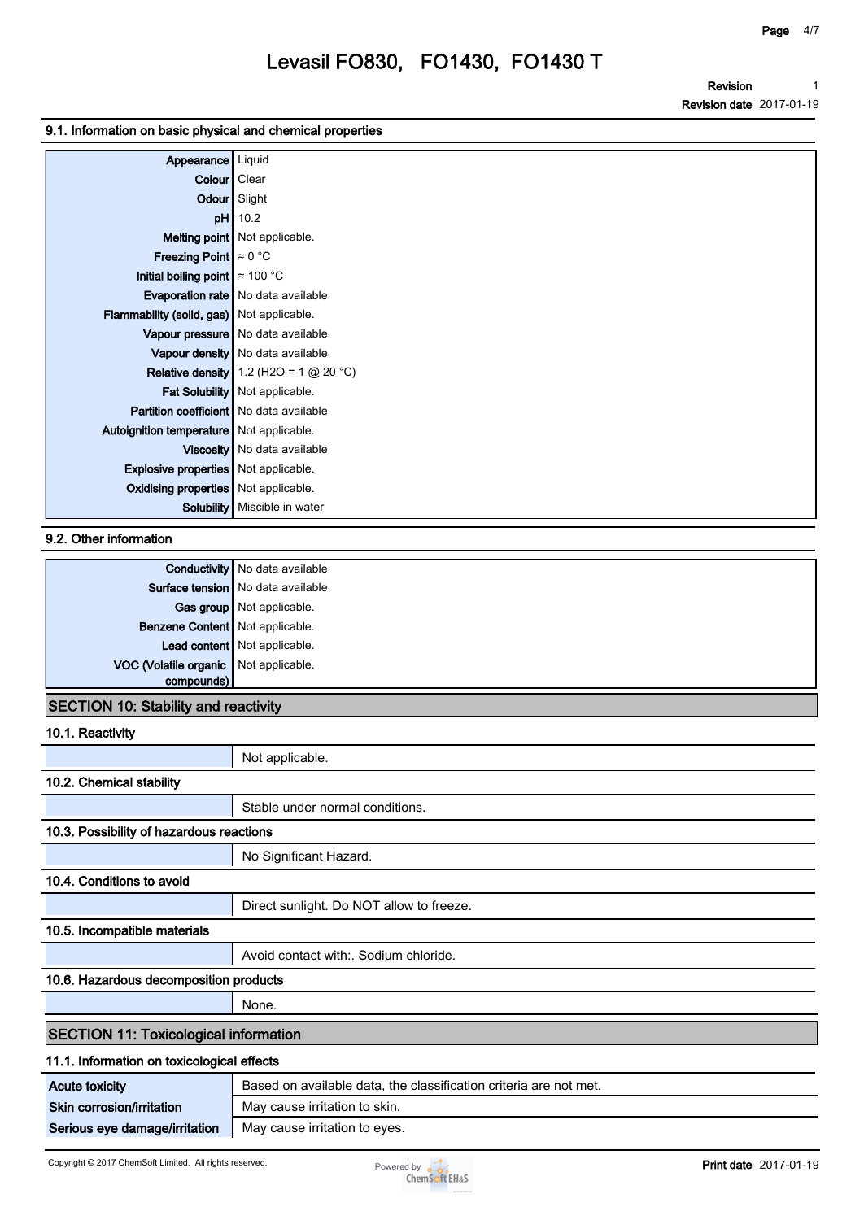### 9.1. Information on basic physical and chemical properties

| Property | Value |
|---|---|
| Appearance | Liquid |
| Colour | Clear |
| Odour | Slight |
| pH | 10.2 |
| Melting point | Not applicable. |
| Freezing Point | ≈ 0 °C |
| Initial boiling point | ≈ 100 °C |
| Evaporation rate | No data available |
| Flammability (solid, gas) | Not applicable. |
| Vapour pressure | No data available |
| Vapour density | No data available |
| Relative density | 1.2 ($H_2O$ = 1 @ 20 °C) |
| Fat Solubility | Not applicable. |
| Partition coefficient | No data available |
| Autoignition temperature | Not applicable. |
| Viscosity | No data available |
| Explosive properties | Not applicable. |
| Oxidising properties | Not applicable. |
| Solubility | Miscible in water |

### 9.2. Other information

| Property | Value |
|---|---|
| Conductivity | No data available |
| Surface tension | No data available |
| Gas group | Not applicable. |
| Benzene Content | Not applicable. |
| Lead content | Not applicable. |
| VOC (Volatile organic compounds) | Not applicable. |

## SECTION 10: Stability and reactivity

### 10.1. Reactivity

Not applicable.

### 10.2. Chemical stability

Stable under normal conditions.

### 10.3. Possibility of hazardous reactions

No Significant Hazard.

### 10.4. Conditions to avoid

Direct sunlight. Do NOT allow to freeze.

### 10.5. Incompatible materials

Avoid contact with:. Sodium chloride.

### 10.6. Hazardous decomposition products

None.

## SECTION 11: Toxicological information

### 11.1. Information on toxicological effects

| Effect | Information |
|---|---|
| Acute toxicity | Based on available data, the classification criteria are not met. |
| Skin corrosion/irritation | May cause irritation to skin. |
| Serious eye damage/irritation | May cause irritation to eyes. |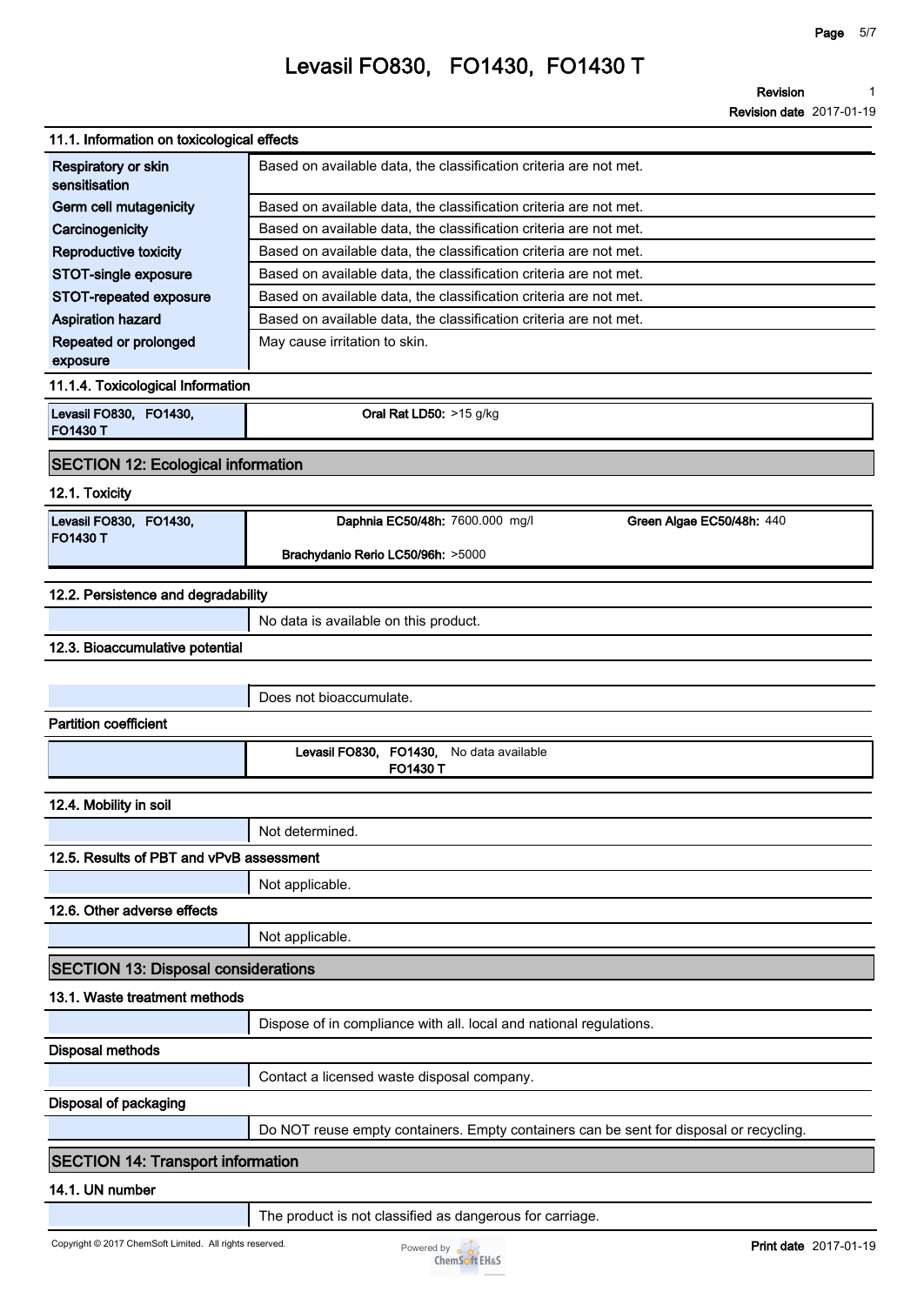### 11.1. Information on toxicological effects

| | |
|---|---|
| Respiratory or skin sensitisation | Based on available data, the classification criteria are not met. |
| Germ cell mutagenicity | Based on available data, the classification criteria are not met. |
| Carcinogenicity | Based on available data, the classification criteria are not met. |
| Reproductive toxicity | Based on available data, the classification criteria are not met. |
| STOT-single exposure | Based on available data, the classification criteria are not met. |
| STOT-repeated exposure | Based on available data, the classification criteria are not met. |
| Aspiration hazard | Based on available data, the classification criteria are not met. |
| Repeated or prolonged exposure | May cause irritation to skin. |

### 11.1.4. Toxicological Information

| | |
|---|---|
| Levasil FO830, FO1430, FO1430 T | **Oral Rat LD50:** >15 g/kg |

## SECTION 12: Ecological information

### 12.1. Toxicity

| | | |
|---|---|---|
| Levasil FO830, FO1430, FO1430 T | **Daphnia EC50/48h:** 7600.000 mg/l | **Green Algae EC50/48h:** 440 |
| | **Brachydanio Rerio LC50/96h:** >5000 | |

### 12.2. Persistence and degradability

No data is available on this product.

### 12.3. Bioaccumulative potential

Does not bioaccumulate.

**Partition coefficient**

| | |
|---|---|
| Levasil FO830, FO1430, FO1430 T | No data available |

### 12.4. Mobility in soil

Not determined.

### 12.5. Results of PBT and vPvB assessment

Not applicable.

### 12.6. Other adverse effects

Not applicable.

## SECTION 13: Disposal considerations

### 13.1. Waste treatment methods

Dispose of in compliance with all. local and national regulations.

**Disposal methods**

Contact a licensed waste disposal company.

**Disposal of packaging**

Do NOT reuse empty containers. Empty containers can be sent for disposal or recycling.

## SECTION 14: Transport information

### 14.1. UN number

The product is not classified as dangerous for carriage.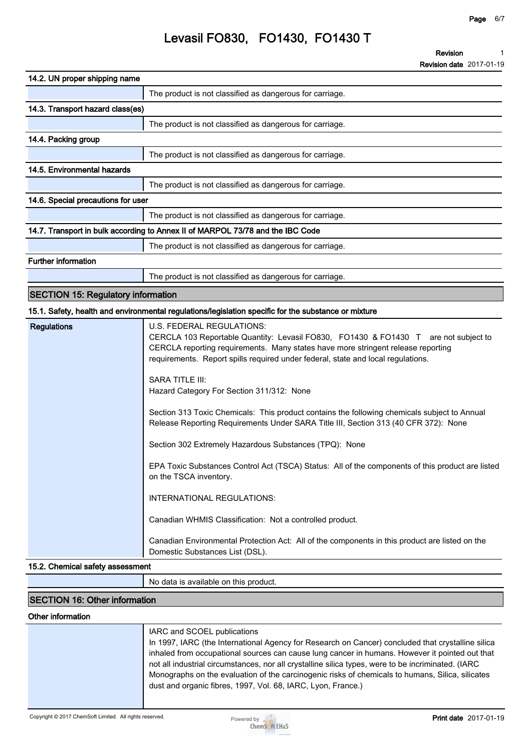### 14.2. UN proper shipping name

| | |
|---|---|
| | The product is not classified as dangerous for carriage. |

### 14.3. Transport hazard class(es)

| | |
|---|---|
| | The product is not classified as dangerous for carriage. |

### 14.4. Packing group

| | |
|---|---|
| | The product is not classified as dangerous for carriage. |

### 14.5. Environmental hazards

| | |
|---|---|
| | The product is not classified as dangerous for carriage. |

### 14.6. Special precautions for user

| | |
|---|---|
| | The product is not classified as dangerous for carriage. |

### 14.7. Transport in bulk according to Annex II of MARPOL 73/78 and the IBC Code

| | |
|---|---|
| | The product is not classified as dangerous for carriage. |

### Further information

| | |
|---|---|
| | The product is not classified as dangerous for carriage. |

## SECTION 15: Regulatory information

### 15.1. Safety, health and environmental regulations/legislation specific for the substance or mixture

**Regulations**

U.S. FEDERAL REGULATIONS:
CERCLA 103 Reportable Quantity: Levasil FO830, FO1430 & FO1430 T are not subject to CERCLA reporting requirements. Many states have more stringent release reporting requirements. Report spills required under federal, state and local regulations.

SARA TITLE III:
Hazard Category For Section 311/312: None

Section 313 Toxic Chemicals: This product contains the following chemicals subject to Annual Release Reporting Requirements Under SARA Title III, Section 313 (40 CFR 372): None

Section 302 Extremely Hazardous Substances (TPQ): None

EPA Toxic Substances Control Act (TSCA) Status: All of the components of this product are listed on the TSCA inventory.

INTERNATIONAL REGULATIONS:

Canadian WHMIS Classification: Not a controlled product.

Canadian Environmental Protection Act: All of the components in this product are listed on the Domestic Substances List (DSL).

### 15.2. Chemical safety assessment

| | |
|---|---|
| | No data is available on this product. |

## SECTION 16: Other information

### Other information

IARC and SCOEL publications
In 1997, IARC (the International Agency for Research on Cancer) concluded that crystalline silica inhaled from occupational sources can cause lung cancer in humans. However it pointed out that not all industrial circumstances, nor all crystalline silica types, were to be incriminated. (IARC Monographs on the evaluation of the carcinogenic risks of chemicals to humans, Silica, silicates dust and organic fibres, 1997, Vol. 68, IARC, Lyon, France.)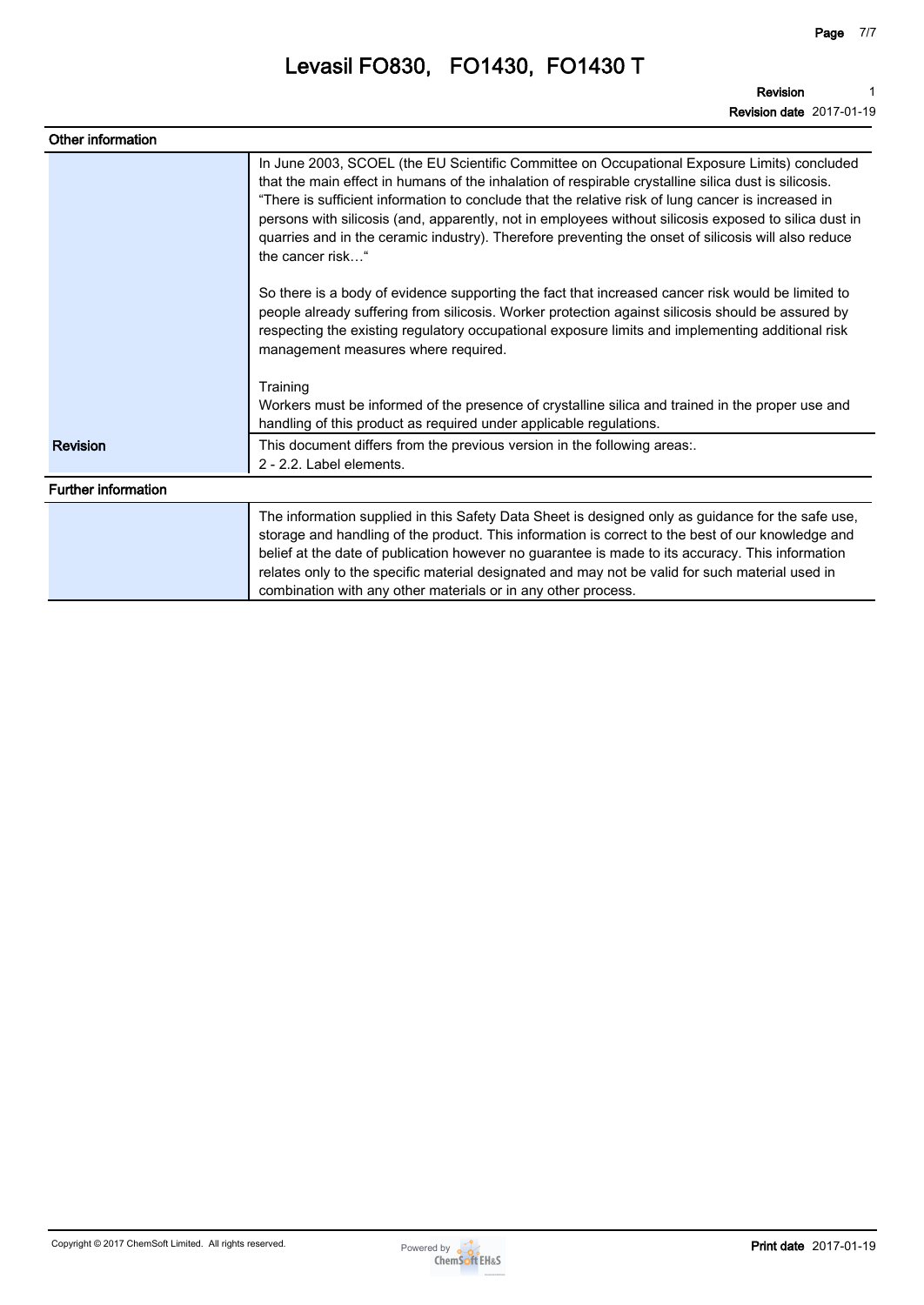## Other information

| | |
|---|---|
| | In June 2003, SCOEL (the EU Scientific Committee on Occupational Exposure Limits) concluded that the main effect in humans of the inhalation of respirable crystalline silica dust is silicosis. "There is sufficient information to conclude that the relative risk of lung cancer is increased in persons with silicosis (and, apparently, not in employees without silicosis exposed to silica dust in quarries and in the ceramic industry). Therefore preventing the onset of silicosis will also reduce the cancer risk…"<br><br>So there is a body of evidence supporting the fact that increased cancer risk would be limited to people already suffering from silicosis. Worker protection against silicosis should be assured by respecting the existing regulatory occupational exposure limits and implementing additional risk management measures where required.<br><br>Training<br>Workers must be informed of the presence of crystalline silica and trained in the proper use and handling of this product as required under applicable regulations. |
| **Revision** | This document differs from the previous version in the following areas:.<br>2 - 2.2. Label elements. |

## Further information

| | |
|---|---|
| | The information supplied in this Safety Data Sheet is designed only as guidance for the safe use, storage and handling of the product. This information is correct to the best of our knowledge and belief at the date of publication however no guarantee is made to its accuracy. This information relates only to the specific material designated and may not be valid for such material used in combination with any other materials or in any other process. |